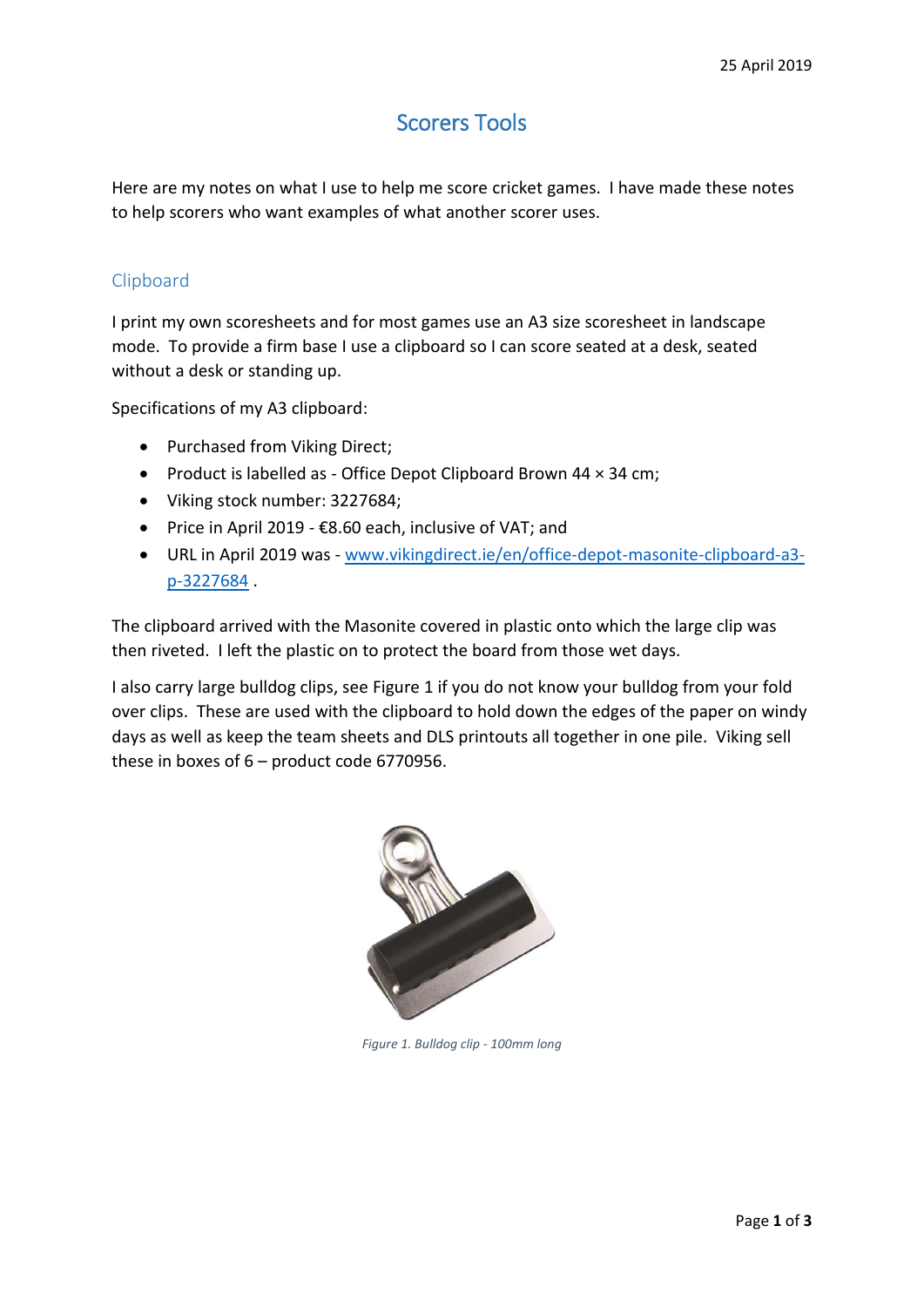25 April 2019

# Scorers Tools

Here are my notes on what I use to help me score cricket games. I have made these notes to help scorers who want examples of what another scorer uses.

## Clipboard

I print my own scoresheets and for most games use an A3 size scoresheet in landscape mode. To provide a firm base I use a clipboard so I can score seated at a desk, seated without a desk or standing up.

Specifications of my A3 clipboard:

- Purchased from Viking Direct;
- Product is labelled as - Office Depot Clipboard Brown 44 × 34 cm;
- Viking stock number: 3227684;
- Price in April 2019 - €8.60 each, inclusive of VAT; and
- URL in April 2019 was - [www.vikingdirect.ie/en/office-depot-masonite-clipboard-a3-p-3227684](www.vikingdirect.ie/en/office-depot-masonite-clipboard-a3-p-3227684) .

The clipboard arrived with the Masonite covered in plastic onto which the large clip was then riveted. I left the plastic on to protect the board from those wet days.

I also carry large bulldog clips, see Figure 1 if you do not know your bulldog from your fold over clips. These are used with the clipboard to hold down the edges of the paper on windy days as well as keep the team sheets and DLS printouts all together in one pile. Viking sell these in boxes of 6 – product code 6770956.

*Figure 1. Bulldog clip - 100mm long*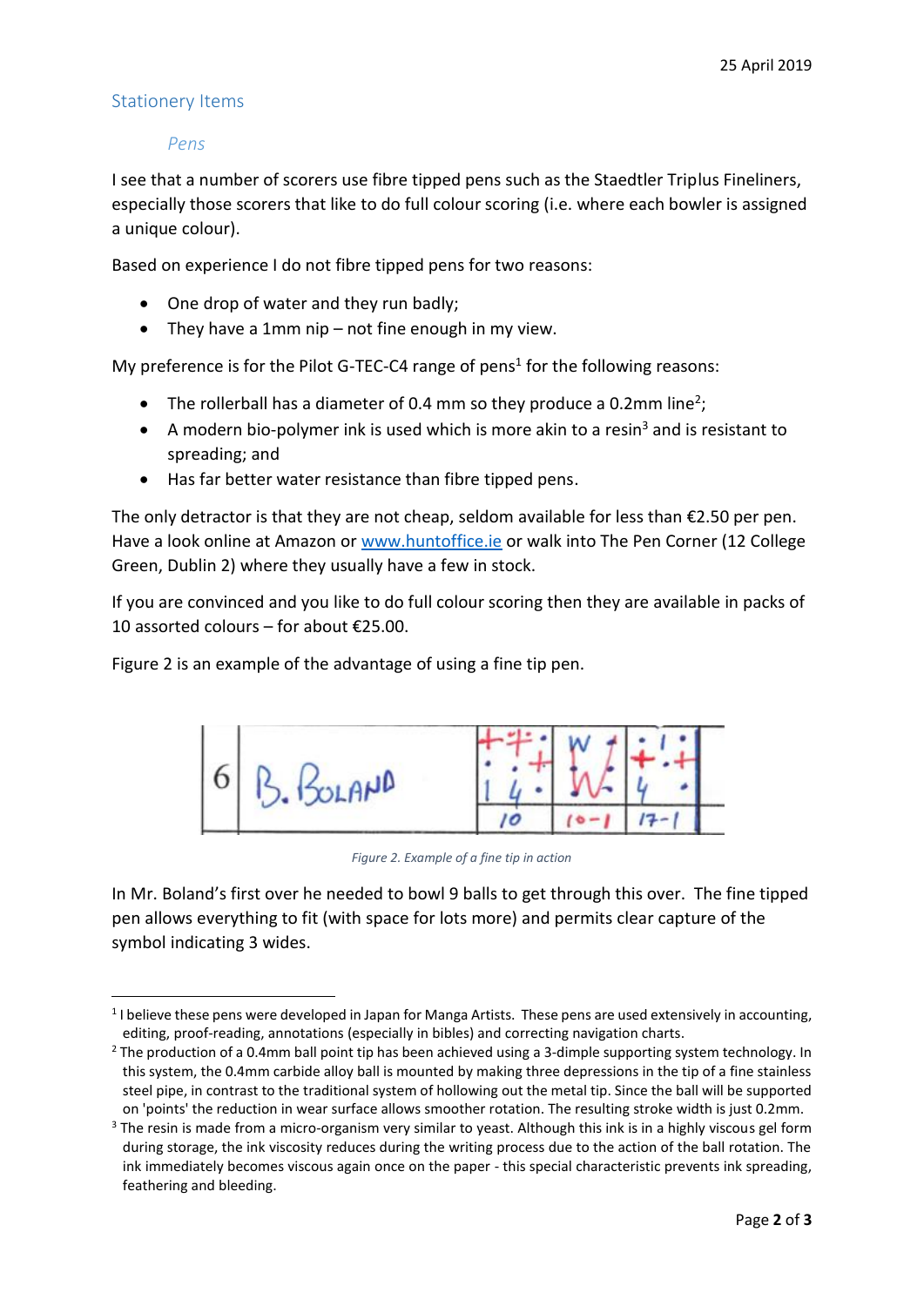### Stationery Items

#### *Pens*

I see that a number of scorers use fibre tipped pens such as the Staedtler Triplus Fineliners, especially those scorers that like to do full colour scoring (i.e. where each bowler is assigned a unique colour).

Based on experience I do not fibre tipped pens for two reasons:

- One drop of water and they run badly;
- They have a 1mm nip – not fine enough in my view.

My preference is for the Pilot G-TEC-C4 range of pens[1] for the following reasons:

- The rollerball has a diameter of 0.4 mm so they produce a 0.2mm line[2];
- A modern bio-polymer ink is used which is more akin to a resin[3] and is resistant to spreading; and
- Has far better water resistance than fibre tipped pens.

The only detractor is that they are not cheap, seldom available for less than €2.50 per pen. Have a look online at Amazon or [www.huntoffice.ie](http://www.huntoffice.ie) or walk into The Pen Corner (12 College Green, Dublin 2) where they usually have a few in stock.

If you are convinced and you like to do full colour scoring then they are available in packs of 10 assorted colours – for about €25.00.

Figure 2 is an example of the advantage of using a fine tip pen.

*Figure 2. Example of a fine tip in action*

In Mr. Boland's first over he needed to bowl 9 balls to get through this over. The fine tipped pen allows everything to fit (with space for lots more) and permits clear capture of the symbol indicating 3 wides.

---

[1] I believe these pens were developed in Japan for Manga Artists. These pens are used extensively in accounting, editing, proof-reading, annotations (especially in bibles) and correcting navigation charts.

[2] The production of a 0.4mm ball point tip has been achieved using a 3-dimple supporting system technology. In this system, the 0.4mm carbide alloy ball is mounted by making three depressions in the tip of a fine stainless steel pipe, in contrast to the traditional system of hollowing out the metal tip. Since the ball will be supported on 'points' the reduction in wear surface allows smoother rotation. The resulting stroke width is just 0.2mm.

[3] The resin is made from a micro-organism very similar to yeast. Although this ink is in a highly viscous gel form during storage, the ink viscosity reduces during the writing process due to the action of the ball rotation. The ink immediately becomes viscous again once on the paper - this special characteristic prevents ink spreading, feathering and bleeding.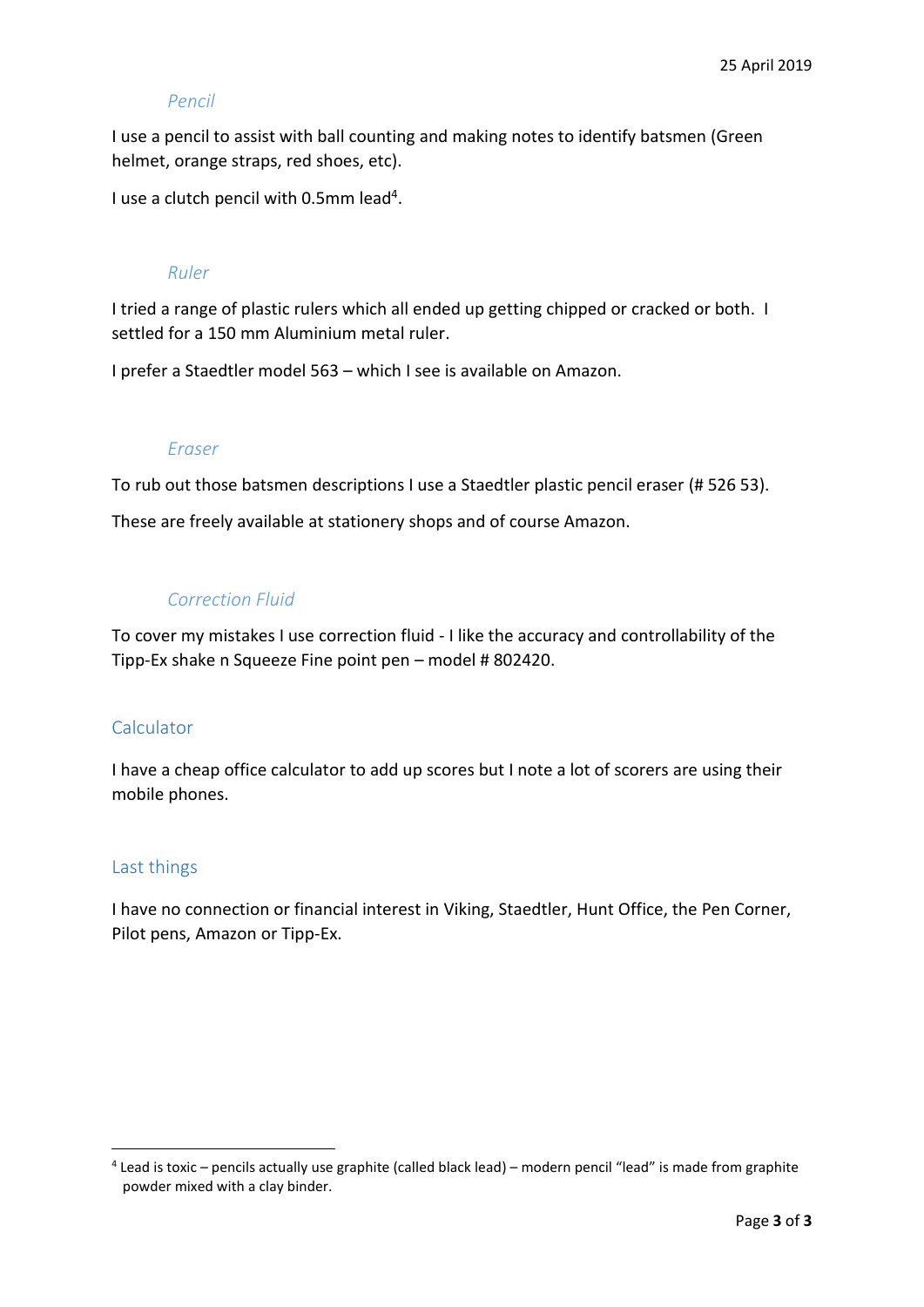25 April 2019

### *Pencil*

I use a pencil to assist with ball counting and making notes to identify batsmen (Green helmet, orange straps, red shoes, etc).

I use a clutch pencil with 0.5mm lead[4].

### *Ruler*

I tried a range of plastic rulers which all ended up getting chipped or cracked or both. I settled for a 150 mm Aluminium metal ruler.

I prefer a Staedtler model 563 – which I see is available on Amazon.

### *Eraser*

To rub out those batsmen descriptions I use a Staedtler plastic pencil eraser (# 526 53).

These are freely available at stationery shops and of course Amazon.

### *Correction Fluid*

To cover my mistakes I use correction fluid - I like the accuracy and controllability of the Tipp-Ex shake n Squeeze Fine point pen – model # 802420.

## Calculator

I have a cheap office calculator to add up scores but I note a lot of scorers are using their mobile phones.

## Last things

I have no connection or financial interest in Viking, Staedtler, Hunt Office, the Pen Corner, Pilot pens, Amazon or Tipp-Ex.

---

[4] Lead is toxic – pencils actually use graphite (called black lead) – modern pencil "lead" is made from graphite powder mixed with a clay binder.